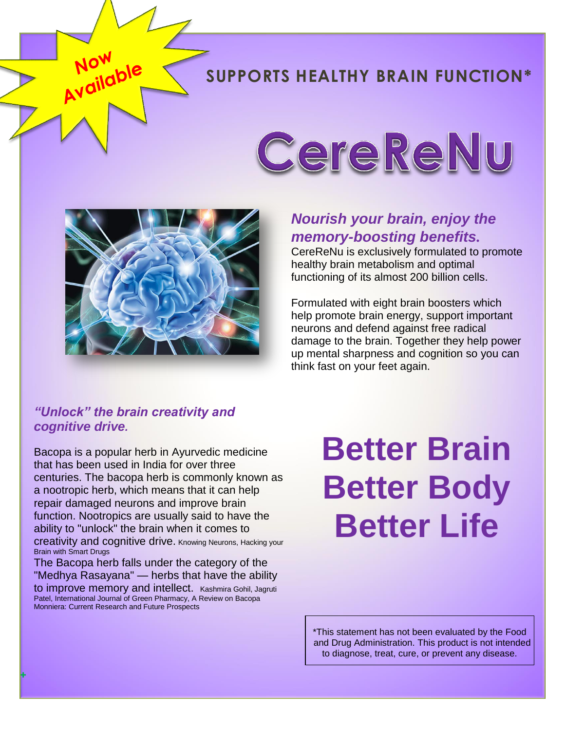Now Available

**SUPPORTS HEALTHY BRAIN FUNCTION***

# CereReNu

### *Nourish your brain, enjoy the memory-boosting benefits.*

CereReNu is exclusively formulated to promote healthy brain metabolism and optimal functioning of its almost 200 billion cells.

Formulated with eight brain boosters which help promote brain energy, support important neurons and defend against free radical damage to the brain. Together they help power up mental sharpness and cognition so you can think fast on your feet again.

### *"Unlock" the brain creativity and cognitive drive.*

Bacopa is a popular herb in Ayurvedic medicine that has been used in India for over three centuries. The bacopa herb is commonly known as a nootropic herb, which means that it can help repair damaged neurons and improve brain function. Nootropics are usually said to have the ability to "unlock" the brain when it comes to creativity and cognitive drive. Knowing Neurons, Hacking your Brain with Smart Drugs

The Bacopa herb falls under the category of the "Medhya Rasayana" — herbs that have the ability to improve memory and intellect. Kashmira Gohil, Jagruti Patel, International Journal of Green Pharmacy, A Review on Bacopa Monniera: Current Research and Future Prospects

## Better Brain Better Body Better Life

*This statement has not been evaluated by the Food and Drug Administration. This product is not intended to diagnose, treat, cure, or prevent any disease.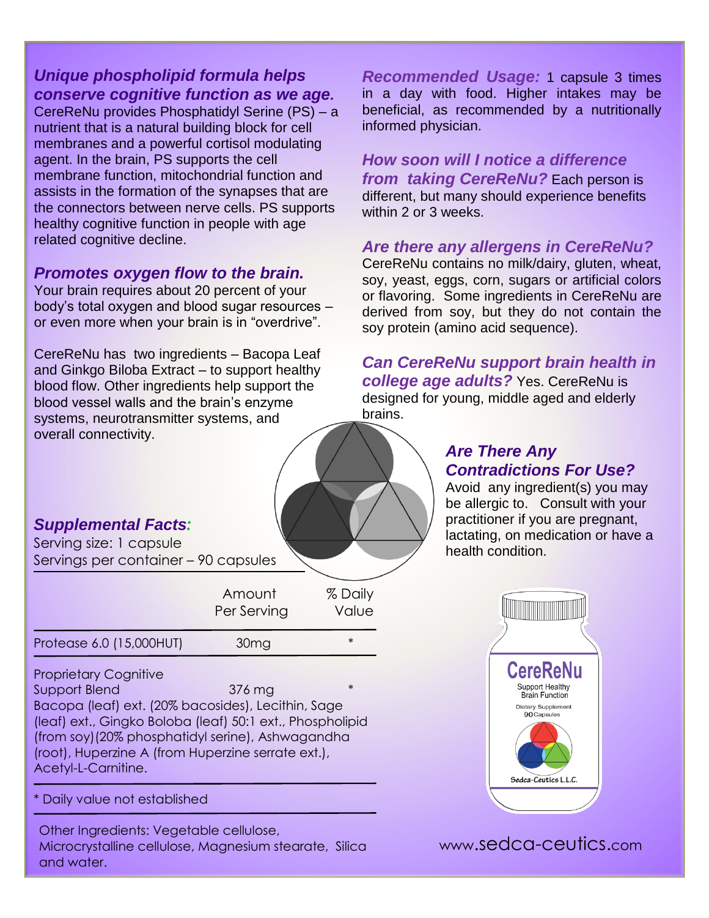## Unique phospholipid formula helps conserve cognitive function as we age.

CereReNu provides Phosphatidyl Serine (PS) – a nutrient that is a natural building block for cell membranes and a powerful cortisol modulating agent. In the brain, PS supports the cell membrane function, mitochondrial function and assists in the formation of the synapses that are the connectors between nerve cells. PS supports healthy cognitive function in people with age related cognitive decline.

## Promotes oxygen flow to the brain.

Your brain requires about 20 percent of your body's total oxygen and blood sugar resources – or even more when your brain is in "overdrive".

CereReNu has two ingredients – Bacopa Leaf and Ginkgo Biloba Extract – to support healthy blood flow. Other ingredients help support the blood vessel walls and the brain's enzyme systems, neurotransmitter systems, and overall connectivity.

## Supplemental Facts:

Serving size: 1 capsule
Servings per container – 90 capsules

| | Amount Per Serving | % Daily Value |
|---|---|---|
| Protease 6.0 (15,000HUT) | 30mg | * |
| Proprietary Cognitive Support Blend | 376 mg | * |

Bacopa (leaf) ext. (20% bacosides), Lecithin, Sage (leaf) ext., Gingko Boloba (leaf) 50:1 ext., Phospholipid (from soy)(20% phosphatidyl serine), Ashwagandha (root), Huperzine A (from Huperzine serrate ext.), Acetyl-L-Carnitine.

* Daily value not established

Other Ingredients: Vegetable cellulose, Microcrystalline cellulose, Magnesium stearate, Silica and water.

**Recommended Usage:** 1 capsule 3 times in a day with food. Higher intakes may be beneficial, as recommended by a nutritionally informed physician.

**How soon will I notice a difference from taking CereReNu?** Each person is different, but many should experience benefits within 2 or 3 weeks.

**Are there any allergens in CereReNu?**
CereReNu contains no milk/dairy, gluten, wheat, soy, yeast, eggs, corn, sugars or artificial colors or flavoring. Some ingredients in CereReNu are derived from soy, but they do not contain the soy protein (amino acid sequence).

**Can CereReNu support brain health in college age adults?** Yes. CereReNu is designed for young, middle aged and elderly brains.

**Are There Any Contradictions For Use?**
Avoid any ingredient(s) you may be allergic to. Consult with your practitioner if you are pregnant, lactating, on medication or have a health condition.

CereReNu
Support Healthy Brain Function
Dietary Supplement
90 Capsules
Sedca-Ceutics L.L.C.

www.sedca-ceutics.com